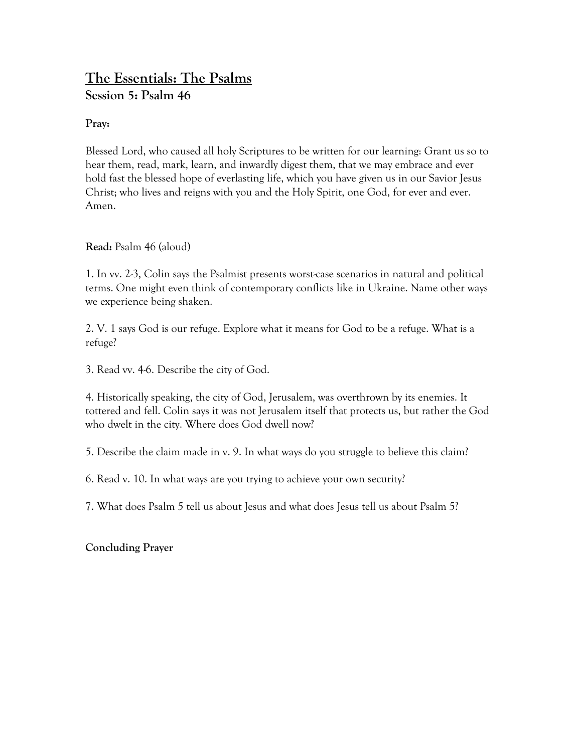# The Essentials: The Psalms

## Session 5: Psalm 46

**Pray:**

Blessed Lord, who caused all holy Scriptures to be written for our learning: Grant us so to hear them, read, mark, learn, and inwardly digest them, that we may embrace and ever hold fast the blessed hope of everlasting life, which you have given us in our Savior Jesus Christ; who lives and reigns with you and the Holy Spirit, one God, for ever and ever. Amen.

**Read:** Psalm 46 (aloud)

1. In vv. 2-3, Colin says the Psalmist presents worst-case scenarios in natural and political terms. One might even think of contemporary conflicts like in Ukraine. Name other ways we experience being shaken.

2. V. 1 says God is our refuge. Explore what it means for God to be a refuge. What is a refuge?

3. Read vv. 4-6. Describe the city of God.

4. Historically speaking, the city of God, Jerusalem, was overthrown by its enemies. It tottered and fell. Colin says it was not Jerusalem itself that protects us, but rather the God who dwelt in the city. Where does God dwell now?

5. Describe the claim made in v. 9. In what ways do you struggle to believe this claim?

6. Read v. 10. In what ways are you trying to achieve your own security?

7. What does Psalm 5 tell us about Jesus and what does Jesus tell us about Psalm 5?

**Concluding Prayer**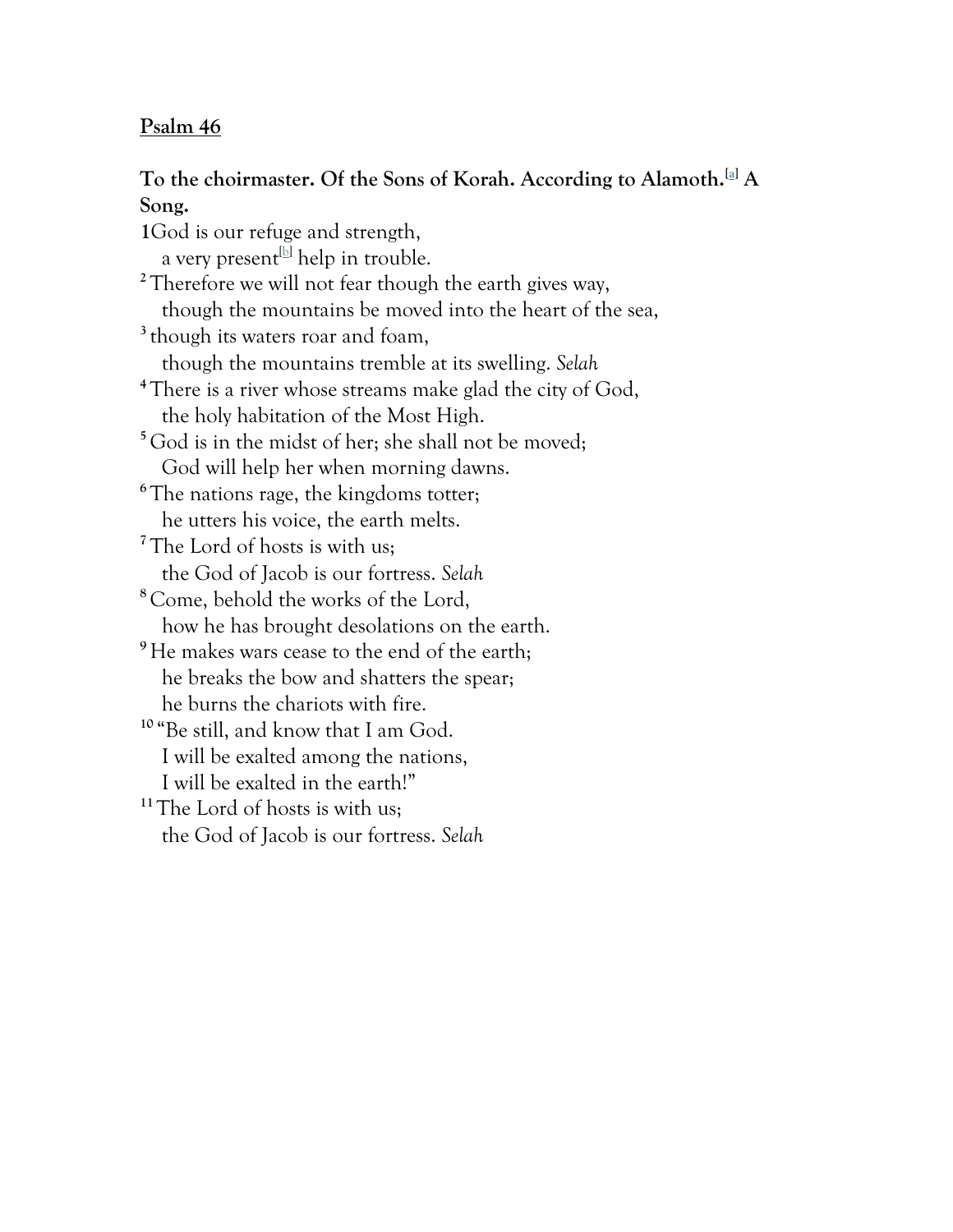**Psalm 46**

**To the choirmaster. Of the Sons of Korah. According to Alamoth.**[a] **A Song.**

**1**God is our refuge and strength,  
a very present[b] help in trouble.

[2] Therefore we will not fear though the earth gives way,  
though the mountains be moved into the heart of the sea,

[3] though its waters roar and foam,  
though the mountains tremble at its swelling. *Selah*

[4] There is a river whose streams make glad the city of God,  
the holy habitation of the Most High.

[5] God is in the midst of her; she shall not be moved;  
God will help her when morning dawns.

[6] The nations rage, the kingdoms totter;  
he utters his voice, the earth melts.

[7] The Lord of hosts is with us;  
the God of Jacob is our fortress. *Selah*

[8] Come, behold the works of the Lord,  
how he has brought desolations on the earth.

[9] He makes wars cease to the end of the earth;  
he breaks the bow and shatters the spear;  
he burns the chariots with fire.

[10] "Be still, and know that I am God.  
I will be exalted among the nations,  
I will be exalted in the earth!"

[11] The Lord of hosts is with us;  
the God of Jacob is our fortress. *Selah*